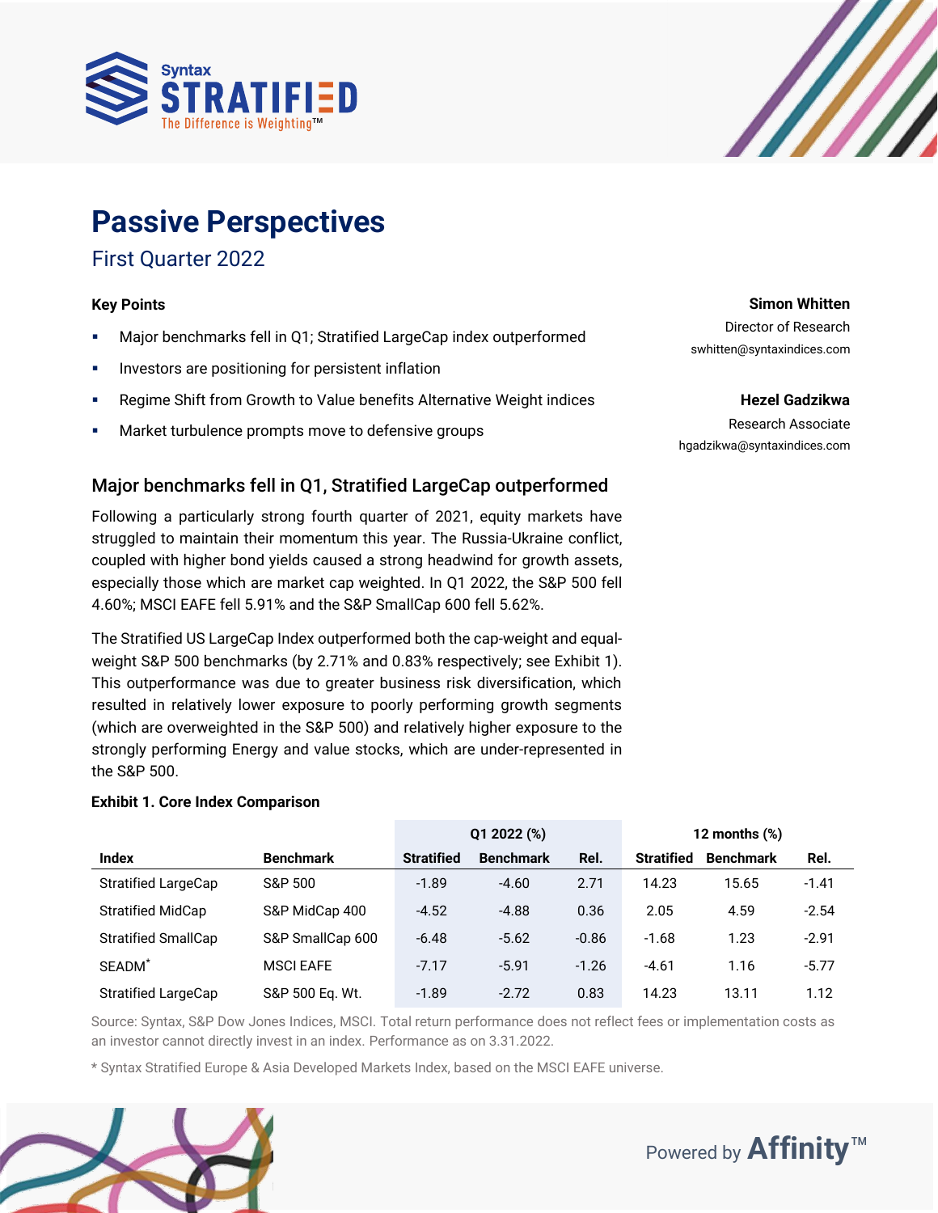# Passive Perspectives

## First Quarter 2022

**Key Points**

- Major benchmarks fell in Q1; Stratified LargeCap index outperformed
- Investors are positioning for persistent inflation
- Regime Shift from Growth to Value benefits Alternative Weight indices
- Market turbulence prompts move to defensive groups

**Simon Whitten**
Director of Research
swhitten@syntaxindices.com

**Hezel Gadzikwa**
Research Associate
hgadzikwa@syntaxindices.com

### Major benchmarks fell in Q1, Stratified LargeCap outperformed

Following a particularly strong fourth quarter of 2021, equity markets have struggled to maintain their momentum this year. The Russia-Ukraine conflict, coupled with higher bond yields caused a strong headwind for growth assets, especially those which are market cap weighted. In Q1 2022, the S&P 500 fell 4.60%; MSCI EAFE fell 5.91% and the S&P SmallCap 600 fell 5.62%.

The Stratified US LargeCap Index outperformed both the cap-weight and equal-weight S&P 500 benchmarks (by 2.71% and 0.83% respectively; see Exhibit 1). This outperformance was due to greater business risk diversification, which resulted in relatively lower exposure to poorly performing growth segments (which are overweighted in the S&P 500) and relatively higher exposure to the strongly performing Energy and value stocks, which are under-represented in the S&P 500.

**Exhibit 1. Core Index Comparison**

| | | Q1 2022 (%) | | | 12 months (%) | | |
|---|---|---|---|---|---|---|---|
| **Index** | **Benchmark** | **Stratified** | **Benchmark** | **Rel.** | **Stratified** | **Benchmark** | **Rel.** |
| Stratified LargeCap | S&P 500 | -1.89 | -4.60 | 2.71 | 14.23 | 15.65 | -1.41 |
| Stratified MidCap | S&P MidCap 400 | -4.52 | -4.88 | 0.36 | 2.05 | 4.59 | -2.54 |
| Stratified SmallCap | S&P SmallCap 600 | -6.48 | -5.62 | -0.86 | -1.68 | 1.23 | -2.91 |
| SEADM* | MSCI EAFE | -7.17 | -5.91 | -1.26 | -4.61 | 1.16 | -5.77 |
| Stratified LargeCap | S&P 500 Eq. Wt. | -1.89 | -2.72 | 0.83 | 14.23 | 13.11 | 1.12 |

Source: Syntax, S&P Dow Jones Indices, MSCI. Total return performance does not reflect fees or implementation costs as an investor cannot directly invest in an index. Performance as on 3.31.2022.

* Syntax Stratified Europe & Asia Developed Markets Index, based on the MSCI EAFE universe.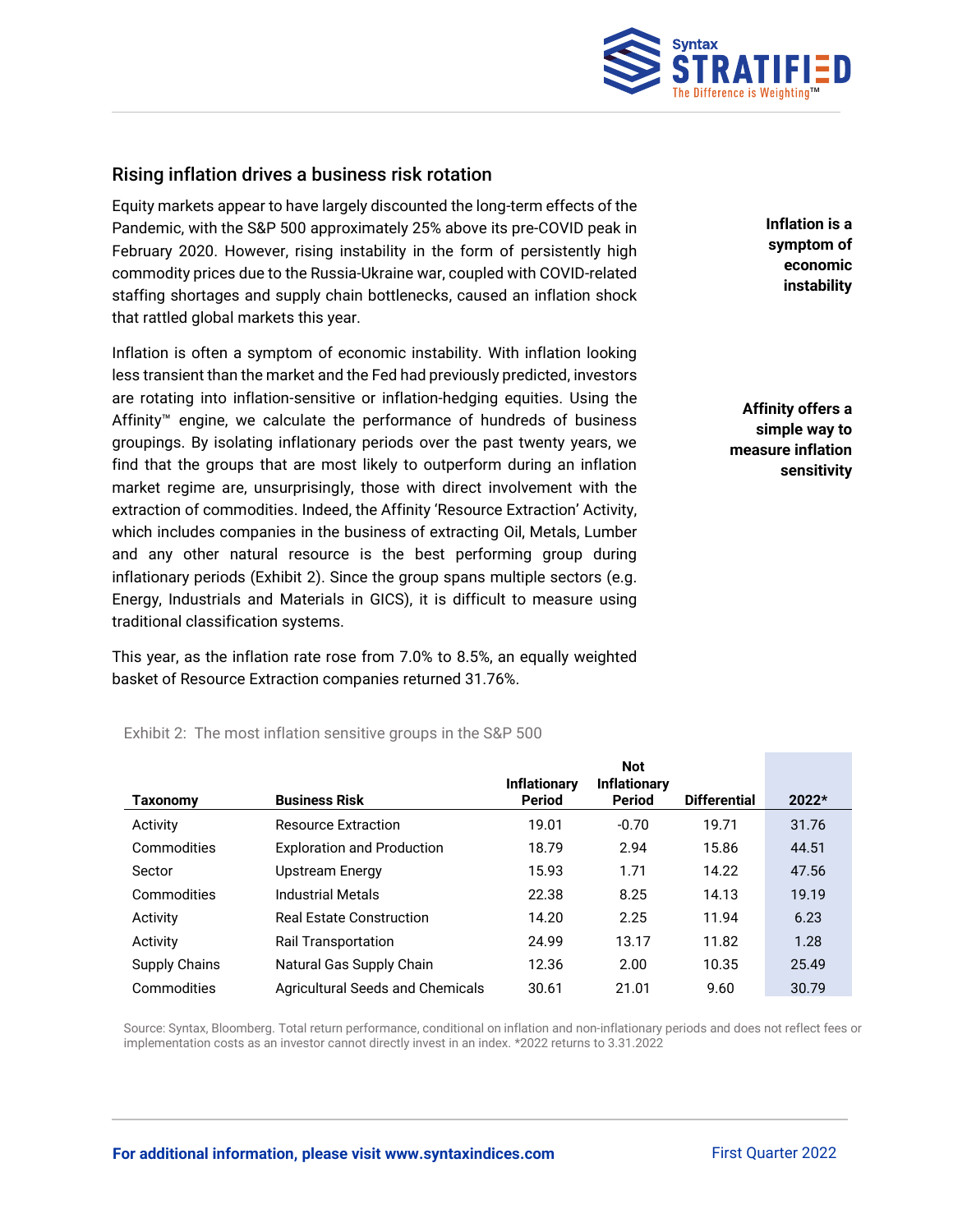## Rising inflation drives a business risk rotation

Equity markets appear to have largely discounted the long-term effects of the Pandemic, with the S&P 500 approximately 25% above its pre-COVID peak in February 2020. However, rising instability in the form of persistently high commodity prices due to the Russia-Ukraine war, coupled with COVID-related staffing shortages and supply chain bottlenecks, caused an inflation shock that rattled global markets this year.

**Inflation is a symptom of economic instability**

Inflation is often a symptom of economic instability. With inflation looking less transient than the market and the Fed had previously predicted, investors are rotating into inflation-sensitive or inflation-hedging equities. Using the Affinity™ engine, we calculate the performance of hundreds of business groupings. By isolating inflationary periods over the past twenty years, we find that the groups that are most likely to outperform during an inflation market regime are, unsurprisingly, those with direct involvement with the extraction of commodities. Indeed, the Affinity 'Resource Extraction' Activity, which includes companies in the business of extracting Oil, Metals, Lumber and any other natural resource is the best performing group during inflationary periods (Exhibit 2). Since the group spans multiple sectors (e.g. Energy, Industrials and Materials in GICS), it is difficult to measure using traditional classification systems.

**Affinity offers a simple way to measure inflation sensitivity**

This year, as the inflation rate rose from 7.0% to 8.5%, an equally weighted basket of Resource Extraction companies returned 31.76%.

Exhibit 2: The most inflation sensitive groups in the S&P 500

| Taxonomy | Business Risk | Inflationary Period | Not Inflationary Period | Differential | 2022* |
|---|---|---|---|---|---|
| Activity | Resource Extraction | 19.01 | -0.70 | 19.71 | 31.76 |
| Commodities | Exploration and Production | 18.79 | 2.94 | 15.86 | 44.51 |
| Sector | Upstream Energy | 15.93 | 1.71 | 14.22 | 47.56 |
| Commodities | Industrial Metals | 22.38 | 8.25 | 14.13 | 19.19 |
| Activity | Real Estate Construction | 14.20 | 2.25 | 11.94 | 6.23 |
| Activity | Rail Transportation | 24.99 | 13.17 | 11.82 | 1.28 |
| Supply Chains | Natural Gas Supply Chain | 12.36 | 2.00 | 10.35 | 25.49 |
| Commodities | Agricultural Seeds and Chemicals | 30.61 | 21.01 | 9.60 | 30.79 |

Source: Syntax, Bloomberg. Total return performance, conditional on inflation and non-inflationary periods and does not reflect fees or implementation costs as an investor cannot directly invest in an index. *2022 returns to 3.31.2022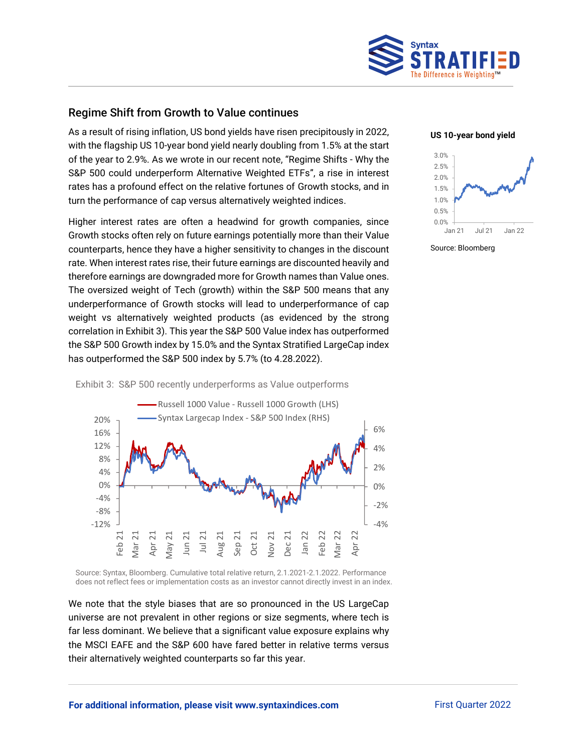## Regime Shift from Growth to Value continues

As a result of rising inflation, US bond yields have risen precipitously in 2022, with the flagship US 10-year bond yield nearly doubling from 1.5% at the start of the year to 2.9%. As we wrote in our recent note, "Regime Shifts - Why the S&P 500 could underperform Alternative Weighted ETFs", a rise in interest rates has a profound effect on the relative fortunes of Growth stocks, and in turn the performance of cap versus alternatively weighted indices.

Higher interest rates are often a headwind for growth companies, since Growth stocks often rely on future earnings potentially more than their Value counterparts, hence they have a higher sensitivity to changes in the discount rate. When interest rates rise, their future earnings are discounted heavily and therefore earnings are downgraded more for Growth names than Value ones. The oversized weight of Tech (growth) within the S&P 500 means that any underperformance of Growth stocks will lead to underperformance of cap weight vs alternatively weighted products (as evidenced by the strong correlation in Exhibit 3). This year the S&P 500 Value index has outperformed the S&P 500 Growth index by 15.0% and the Syntax Stratified LargeCap index has outperformed the S&P 500 index by 5.7% (to 4.28.2022).

**US 10-year bond yield**

Source: Bloomberg

Exhibit 3: S&P 500 recently underperforms as Value outperforms

Source: Syntax, Bloomberg. Cumulative total relative return, 2.1.2021-2.1.2022. Performance does not reflect fees or implementation costs as an investor cannot directly invest in an index.

We note that the style biases that are so pronounced in the US LargeCap universe are not prevalent in other regions or size segments, where tech is far less dominant. We believe that a significant value exposure explains why the MSCI EAFE and the S&P 600 have fared better in relative terms versus their alternatively weighted counterparts so far this year.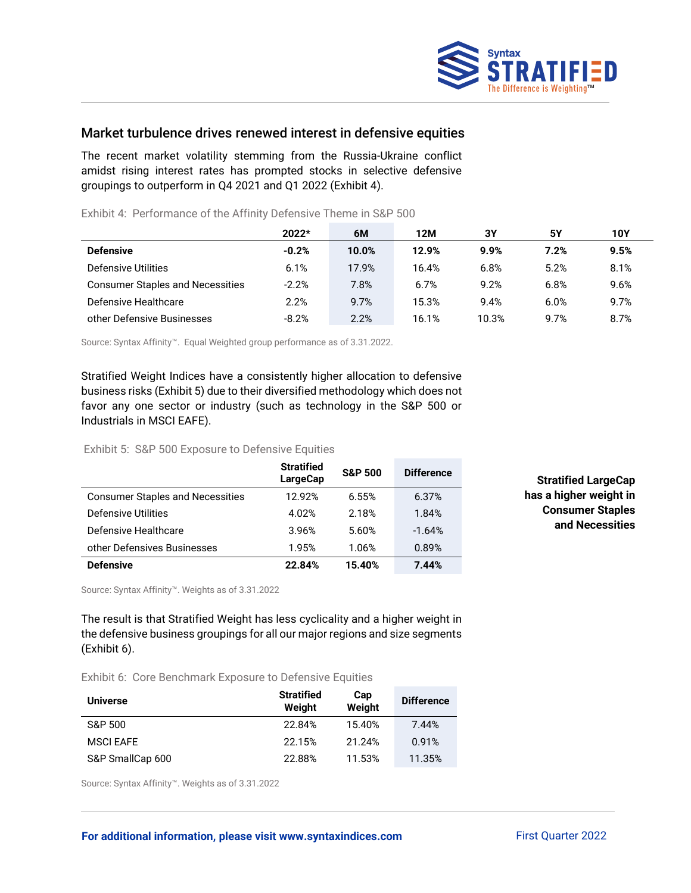## Market turbulence drives renewed interest in defensive equities

The recent market volatility stemming from the Russia-Ukraine conflict amidst rising interest rates has prompted stocks in selective defensive groupings to outperform in Q4 2021 and Q1 2022 (Exhibit 4).

Exhibit 4: Performance of the Affinity Defensive Theme in S&P 500

| | 2022* | 6M | 12M | 3Y | 5Y | 10Y |
|---|---|---|---|---|---|---|
| **Defensive** | **-0.2%** | **10.0%** | **12.9%** | **9.9%** | **7.2%** | **9.5%** |
| Defensive Utilities | 6.1% | 17.9% | 16.4% | 6.8% | 5.2% | 8.1% |
| Consumer Staples and Necessities | -2.2% | 7.8% | 6.7% | 9.2% | 6.8% | 9.6% |
| Defensive Healthcare | 2.2% | 9.7% | 15.3% | 9.4% | 6.0% | 9.7% |
| other Defensive Businesses | -8.2% | 2.2% | 16.1% | 10.3% | 9.7% | 8.7% |

Source: Syntax Affinity™. Equal Weighted group performance as of 3.31.2022.

Stratified Weight Indices have a consistently higher allocation to defensive business risks (Exhibit 5) due to their diversified methodology which does not favor any one sector or industry (such as technology in the S&P 500 or Industrials in MSCI EAFE).

Exhibit 5: S&P 500 Exposure to Defensive Equities

| | Stratified LargeCap | S&P 500 | Difference |
|---|---|---|---|
| Consumer Staples and Necessities | 12.92% | 6.55% | 6.37% |
| Defensive Utilities | 4.02% | 2.18% | 1.84% |
| Defensive Healthcare | 3.96% | 5.60% | -1.64% |
| other Defensives Businesses | 1.95% | 1.06% | 0.89% |
| **Defensive** | **22.84%** | **15.40%** | **7.44%** |

Source: Syntax Affinity™. Weights as of 3.31.2022

**Stratified LargeCap has a higher weight in Consumer Staples and Necessities**

The result is that Stratified Weight has less cyclicality and a higher weight in the defensive business groupings for all our major regions and size segments (Exhibit 6).

Exhibit 6: Core Benchmark Exposure to Defensive Equities

| Universe | Stratified Weight | Cap Weight | Difference |
|---|---|---|---|
| S&P 500 | 22.84% | 15.40% | 7.44% |
| MSCI EAFE | 22.15% | 21.24% | 0.91% |
| S&P SmallCap 600 | 22.88% | 11.53% | 11.35% |

Source: Syntax Affinity™. Weights as of 3.31.2022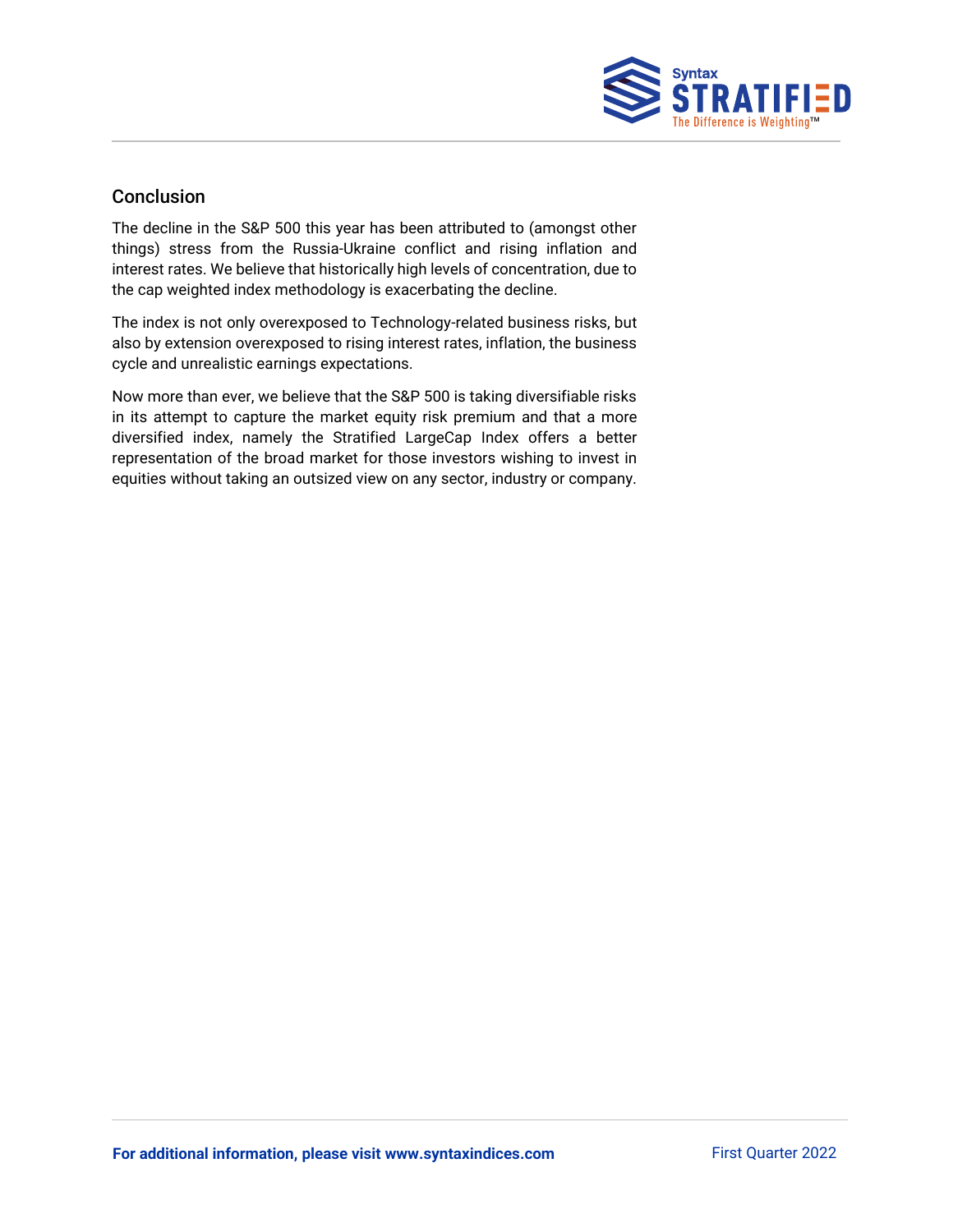## Conclusion

The decline in the S&P 500 this year has been attributed to (amongst other things) stress from the Russia-Ukraine conflict and rising inflation and interest rates. We believe that historically high levels of concentration, due to the cap weighted index methodology is exacerbating the decline.

The index is not only overexposed to Technology-related business risks, but also by extension overexposed to rising interest rates, inflation, the business cycle and unrealistic earnings expectations.

Now more than ever, we believe that the S&P 500 is taking diversifiable risks in its attempt to capture the market equity risk premium and that a more diversified index, namely the Stratified LargeCap Index offers a better representation of the broad market for those investors wishing to invest in equities without taking an outsized view on any sector, industry or company.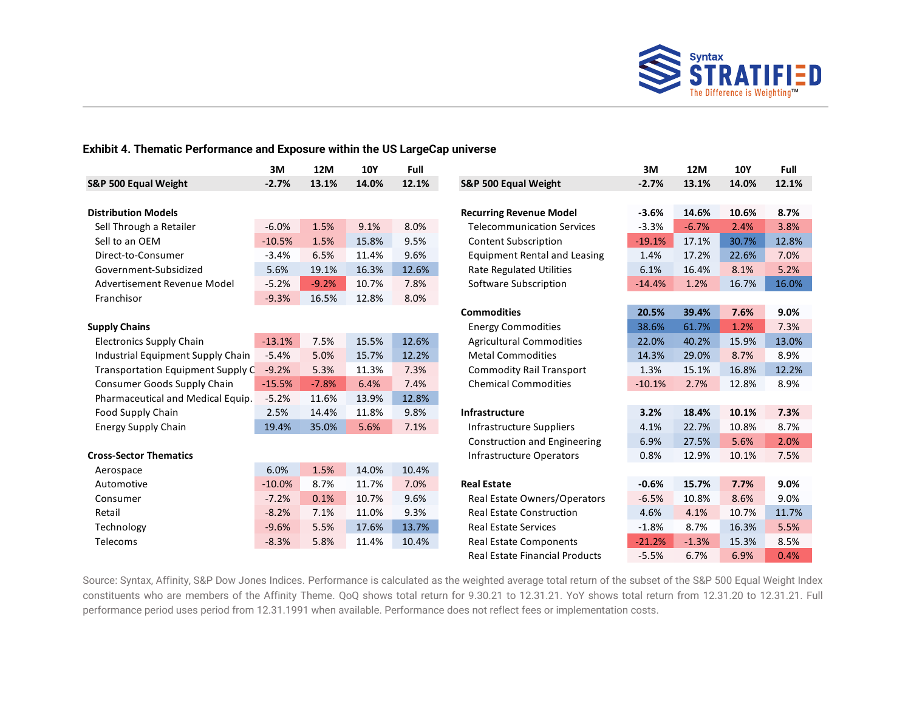**Exhibit 4. Thematic Performance and Exposure within the US LargeCap universe**

| | 3M | 12M | 10Y | Full |
|---|---|---|---|---|
| **S&P 500 Equal Weight** | **-2.7%** | **13.1%** | **14.0%** | **12.1%** |
| **Distribution Models** | | | | |
| Sell Through a Retailer | -6.0% | 1.5% | 9.1% | 8.0% |
| Sell to an OEM | -10.5% | 1.5% | 15.8% | 9.5% |
| Direct-to-Consumer | -3.4% | 6.5% | 11.4% | 9.6% |
| Government-Subsidized | 5.6% | 19.1% | 16.3% | 12.6% |
| Advertisement Revenue Model | -5.2% | -9.2% | 10.7% | 7.8% |
| Franchisor | -9.3% | 16.5% | 12.8% | 8.0% |
| **Supply Chains** | | | | |
| Electronics Supply Chain | -13.1% | 7.5% | 15.5% | 12.6% |
| Industrial Equipment Supply Chain | -5.4% | 5.0% | 15.7% | 12.2% |
| Transportation Equipment Supply C | -9.2% | 5.3% | 11.3% | 7.3% |
| Consumer Goods Supply Chain | -15.5% | -7.8% | 6.4% | 7.4% |
| Pharmaceutical and Medical Equip. | -5.2% | 11.6% | 13.9% | 12.8% |
| Food Supply Chain | 2.5% | 14.4% | 11.8% | 9.8% |
| Energy Supply Chain | 19.4% | 35.0% | 5.6% | 7.1% |
| **Cross-Sector Thematics** | | | | |
| Aerospace | 6.0% | 1.5% | 14.0% | 10.4% |
| Automotive | -10.0% | 8.7% | 11.7% | 7.0% |
| Consumer | -7.2% | 0.1% | 10.7% | 9.6% |
| Retail | -8.2% | 7.1% | 11.0% | 9.3% |
| Technology | -9.6% | 5.5% | 17.6% | 13.7% |
| Telecoms | -8.3% | 5.8% | 11.4% | 10.4% |

| | 3M | 12M | 10Y | Full |
|---|---|---|---|---|
| **S&P 500 Equal Weight** | **-2.7%** | **13.1%** | **14.0%** | **12.1%** |
| **Recurring Revenue Model** | **-3.6%** | **14.6%** | **10.6%** | **8.7%** |
| Telecommunication Services | -3.3% | -6.7% | 2.4% | 3.8% |
| Content Subscription | -19.1% | 17.1% | 30.7% | 12.8% |
| Equipment Rental and Leasing | 1.4% | 17.2% | 22.6% | 7.0% |
| Rate Regulated Utilities | 6.1% | 16.4% | 8.1% | 5.2% |
| Software Subscription | -14.4% | 1.2% | 16.7% | 16.0% |
| **Commodities** | **20.5%** | **39.4%** | **7.6%** | **9.0%** |
| Energy Commodities | 38.6% | 61.7% | 1.2% | 7.3% |
| Agricultural Commodities | 22.0% | 40.2% | 15.9% | 13.0% |
| Metal Commodities | 14.3% | 29.0% | 8.7% | 8.9% |
| Commodity Rail Transport | 1.3% | 15.1% | 16.8% | 12.2% |
| Chemical Commodities | -10.1% | 2.7% | 12.8% | 8.9% |
| **Infrastructure** | **3.2%** | **18.4%** | **10.1%** | **7.3%** |
| Infrastructure Suppliers | 4.1% | 22.7% | 10.8% | 8.7% |
| Construction and Engineering | 6.9% | 27.5% | 5.6% | 2.0% |
| Infrastructure Operators | 0.8% | 12.9% | 10.1% | 7.5% |
| **Real Estate** | **-0.6%** | **15.7%** | **7.7%** | **9.0%** |
| Real Estate Owners/Operators | -6.5% | 10.8% | 8.6% | 9.0% |
| Real Estate Construction | 4.6% | 4.1% | 10.7% | 11.7% |
| Real Estate Services | -1.8% | 8.7% | 16.3% | 5.5% |
| Real Estate Components | -21.2% | -1.3% | 15.3% | 8.5% |
| Real Estate Financial Products | -5.5% | 6.7% | 6.9% | 0.4% |

Source: Syntax, Affinity, S&P Dow Jones Indices. Performance is calculated as the weighted average total return of the subset of the S&P 500 Equal Weight Index constituents who are members of the Affinity Theme. QoQ shows total return for 9.30.21 to 12.31.21. YoY shows total return from 12.31.20 to 12.31.21. Full performance period uses period from 12.31.1991 when available. Performance does not reflect fees or implementation costs.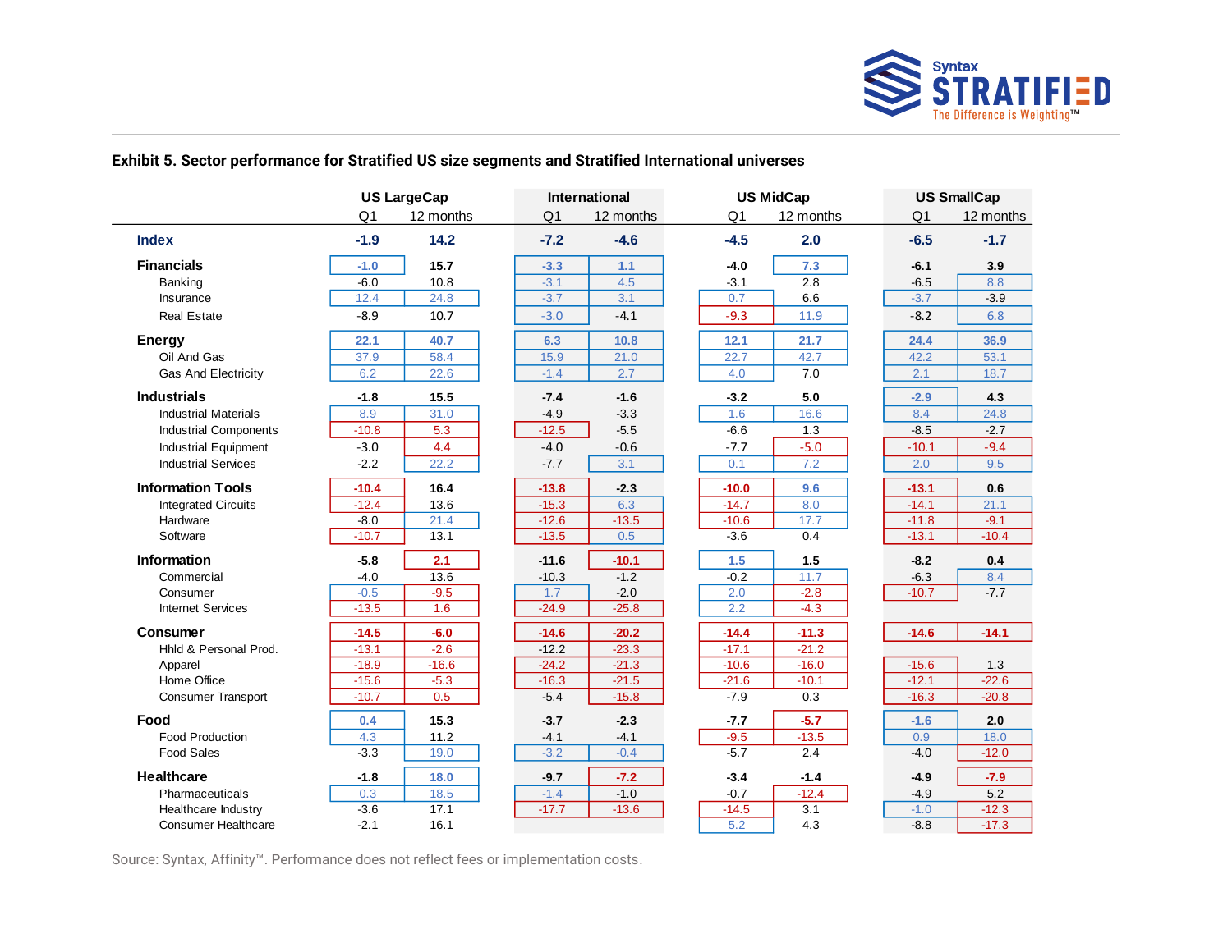### Exhibit 5. Sector performance for Stratified US size segments and Stratified International universes

| | US LargeCap | | International | | US MidCap | | US SmallCap | |
|---|---|---|---|---|---|---|---|---|
| | Q1 | 12 months | Q1 | 12 months | Q1 | 12 months | Q1 | 12 months |
| **Index** | **-1.9** | **14.2** | **-7.2** | **-4.6** | **-4.5** | **2.0** | **-6.5** | **-1.7** |
| **Financials** | **-1.0** | **15.7** | **-3.3** | **1.1** | **-4.0** | **7.3** | **-6.1** | **3.9** |
| Banking | -6.0 | 10.8 | -3.1 | 4.5 | -3.1 | 2.8 | -6.5 | 8.8 |
| Insurance | 12.4 | 24.8 | -3.7 | 3.1 | 0.7 | 6.6 | -3.7 | -3.9 |
| Real Estate | -8.9 | 10.7 | -3.0 | -4.1 | -9.3 | 11.9 | -8.2 | 6.8 |
| **Energy** | **22.1** | **40.7** | **6.3** | **10.8** | **12.1** | **21.7** | **24.4** | **36.9** |
| Oil And Gas | 37.9 | 58.4 | 15.9 | 21.0 | 22.7 | 42.7 | 42.2 | 53.1 |
| Gas And Electricity | 6.2 | 22.6 | -1.4 | 2.7 | 4.0 | 7.0 | 2.1 | 18.7 |
| **Industrials** | **-1.8** | **15.5** | **-7.4** | **-1.6** | **-3.2** | **5.0** | **-2.9** | **4.3** |
| Industrial Materials | 8.9 | 31.0 | -4.9 | -3.3 | 1.6 | 16.6 | 8.4 | 24.8 |
| Industrial Components | -10.8 | 5.3 | -12.5 | -5.5 | -6.6 | 1.3 | -8.5 | -2.7 |
| Industrial Equipment | -3.0 | 4.4 | -4.0 | -0.6 | -7.7 | -5.0 | -10.1 | -9.4 |
| Industrial Services | -2.2 | 22.2 | -7.7 | 3.1 | 0.1 | 7.2 | 2.0 | 9.5 |
| **Information Tools** | **-10.4** | **16.4** | **-13.8** | **-2.3** | **-10.0** | **9.6** | **-13.1** | **0.6** |
| Integrated Circuits | -12.4 | 13.6 | -15.3 | 6.3 | -14.7 | 8.0 | -14.1 | 21.1 |
| Hardware | -8.0 | 21.4 | -12.6 | -13.5 | -10.6 | 17.7 | -11.8 | -9.1 |
| Software | -10.7 | 13.1 | -13.5 | 0.5 | -3.6 | 0.4 | -13.1 | -10.4 |
| **Information** | **-5.8** | **2.1** | **-11.6** | **-10.1** | **1.5** | **1.5** | **-8.2** | **0.4** |
| Commercial | -4.0 | 13.6 | -10.3 | -1.2 | -0.2 | 11.7 | -6.3 | 8.4 |
| Consumer | -0.5 | -9.5 | 1.7 | -2.0 | 2.0 | -2.8 | -10.7 | -7.7 |
| Internet Services | -13.5 | 1.6 | -24.9 | -25.8 | 2.2 | -4.3 | | |
| **Consumer** | **-14.5** | **-6.0** | **-14.6** | **-20.2** | **-14.4** | **-11.3** | **-14.6** | **-14.1** |
| Hhld & Personal Prod. | -13.1 | -2.6 | -12.2 | -23.3 | -17.1 | -21.2 | | |
| Apparel | -18.9 | -16.6 | -24.2 | -21.3 | -10.6 | -16.0 | -15.6 | 1.3 |
| Home Office | -15.6 | -5.3 | -16.3 | -21.5 | -21.6 | -10.1 | -12.1 | -22.6 |
| Consumer Transport | -10.7 | 0.5 | -5.4 | -15.8 | -7.9 | 0.3 | -16.3 | -20.8 |
| **Food** | **0.4** | **15.3** | **-3.7** | **-2.3** | **-7.7** | **-5.7** | **-1.6** | **2.0** |
| Food Production | 4.3 | 11.2 | -4.1 | -4.1 | -9.5 | -13.5 | 0.9 | 18.0 |
| Food Sales | -3.3 | 19.0 | -3.2 | -0.4 | -5.7 | 2.4 | -4.0 | -12.0 |
| **Healthcare** | **-1.8** | **18.0** | **-9.7** | **-7.2** | **-3.4** | **-1.4** | **-4.9** | **-7.9** |
| Pharmaceuticals | 0.3 | 18.5 | -1.4 | -1.0 | -0.7 | -12.4 | -4.9 | 5.2 |
| Healthcare Industry | -3.6 | 17.1 | -17.7 | -13.6 | -14.5 | 3.1 | -1.0 | -12.3 |
| Consumer Healthcare | -2.1 | 16.1 | | | 5.2 | 4.3 | -8.8 | -17.3 |

Source: Syntax, Affinity™. Performance does not reflect fees or implementation costs.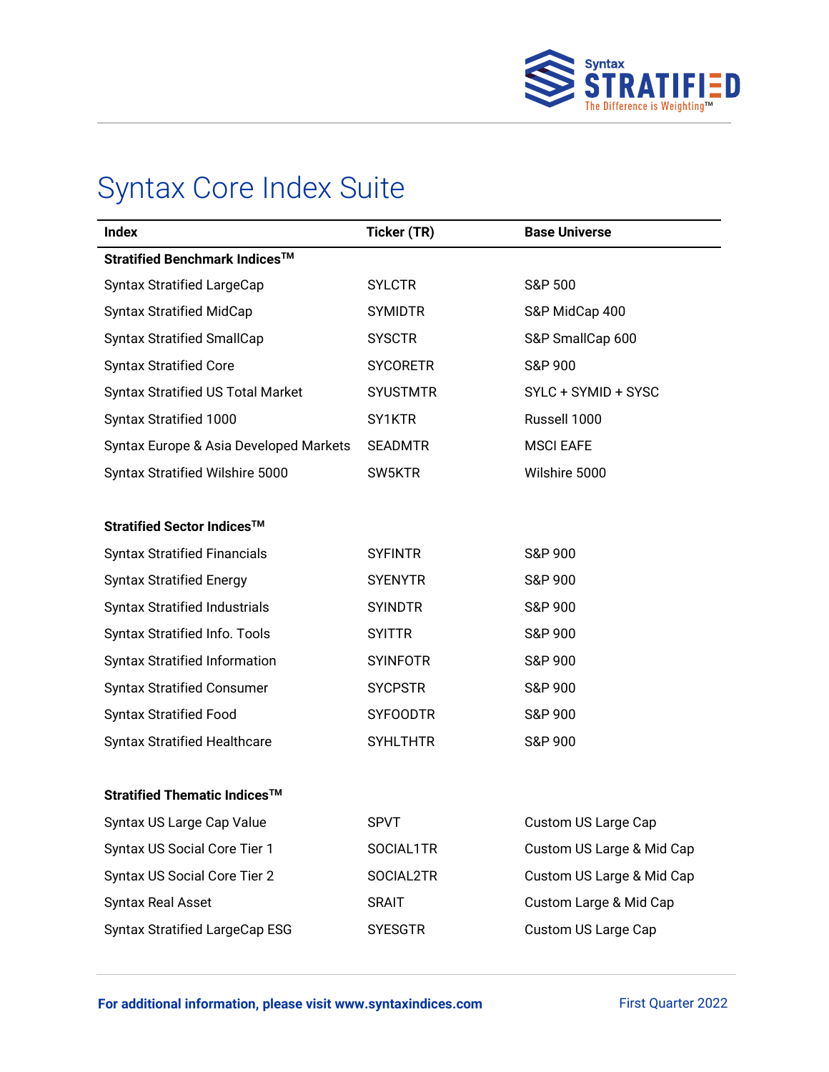# Syntax Core Index Suite

| Index | Ticker (TR) | Base Universe |
|---|---|---|
| **Stratified Benchmark Indices™** | | |
| Syntax Stratified LargeCap | SYLCTR | S&P 500 |
| Syntax Stratified MidCap | SYMIDTR | S&P MidCap 400 |
| Syntax Stratified SmallCap | SYSCTR | S&P SmallCap 600 |
| Syntax Stratified Core | SYCORETR | S&P 900 |
| Syntax Stratified US Total Market | SYUSTMTR | SYLC + SYMID + SYSC |
| Syntax Stratified 1000 | SY1KTR | Russell 1000 |
| Syntax Europe & Asia Developed Markets | SEADMTR | MSCI EAFE |
| Syntax Stratified Wilshire 5000 | SW5KTR | Wilshire 5000 |
| **Stratified Sector Indices™** | | |
| Syntax Stratified Financials | SYFINTR | S&P 900 |
| Syntax Stratified Energy | SYENYTR | S&P 900 |
| Syntax Stratified Industrials | SYINDTR | S&P 900 |
| Syntax Stratified Info. Tools | SYITTR | S&P 900 |
| Syntax Stratified Information | SYINFOTR | S&P 900 |
| Syntax Stratified Consumer | SYCPSTR | S&P 900 |
| Syntax Stratified Food | SYFOODTR | S&P 900 |
| Syntax Stratified Healthcare | SYHLTHTR | S&P 900 |
| **Stratified Thematic Indices™** | | |
| Syntax US Large Cap Value | SPVT | Custom US Large Cap |
| Syntax US Social Core Tier 1 | SOCIAL1TR | Custom US Large & Mid Cap |
| Syntax US Social Core Tier 2 | SOCIAL2TR | Custom US Large & Mid Cap |
| Syntax Real Asset | SRAIT | Custom Large & Mid Cap |
| Syntax Stratified LargeCap ESG | SYESGTR | Custom US Large Cap |

**For additional information, please visit www.syntaxindices.com**

First Quarter 2022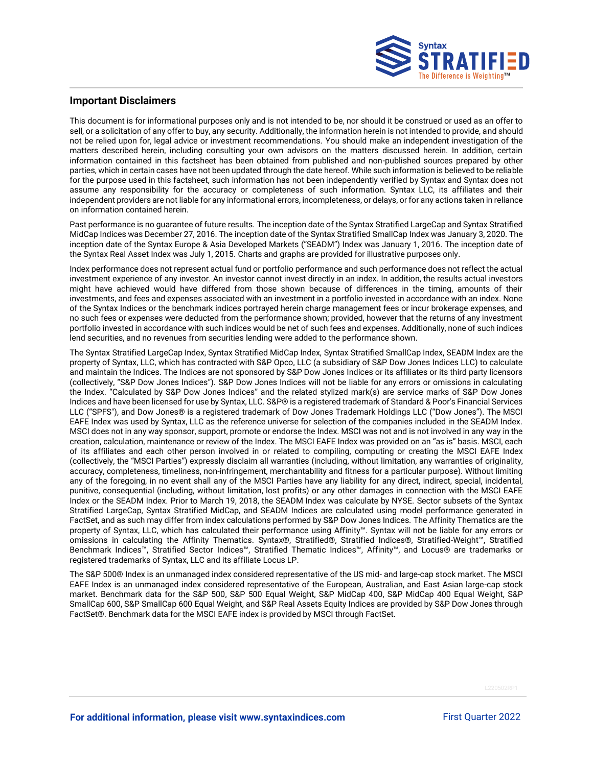## Important Disclaimers

This document is for informational purposes only and is not intended to be, nor should it be construed or used as an offer to sell, or a solicitation of any offer to buy, any security. Additionally, the information herein is not intended to provide, and should not be relied upon for, legal advice or investment recommendations. You should make an independent investigation of the matters described herein, including consulting your own advisors on the matters discussed herein. In addition, certain information contained in this factsheet has been obtained from published and non-published sources prepared by other parties, which in certain cases have not been updated through the date hereof. While such information is believed to be reliable for the purpose used in this factsheet, such information has not been independently verified by Syntax and Syntax does not assume any responsibility for the accuracy or completeness of such information. Syntax LLC, its affiliates and their independent providers are not liable for any informational errors, incompleteness, or delays, or for any actions taken in reliance on information contained herein.

Past performance is no guarantee of future results. The inception date of the Syntax Stratified LargeCap and Syntax Stratified MidCap Indices was December 27, 2016. The inception date of the Syntax Stratified SmallCap Index was January 3, 2020. The inception date of the Syntax Europe & Asia Developed Markets ("SEADM") Index was January 1, 2016. The inception date of the Syntax Real Asset Index was July 1, 2015. Charts and graphs are provided for illustrative purposes only.

Index performance does not represent actual fund or portfolio performance and such performance does not reflect the actual investment experience of any investor. An investor cannot invest directly in an index. In addition, the results actual investors might have achieved would have differed from those shown because of differences in the timing, amounts of their investments, and fees and expenses associated with an investment in a portfolio invested in accordance with an index. None of the Syntax Indices or the benchmark indices portrayed herein charge management fees or incur brokerage expenses, and no such fees or expenses were deducted from the performance shown; provided, however that the returns of any investment portfolio invested in accordance with such indices would be net of such fees and expenses. Additionally, none of such indices lend securities, and no revenues from securities lending were added to the performance shown.

The Syntax Stratified LargeCap Index, Syntax Stratified MidCap Index, Syntax Stratified SmallCap Index, SEADM Index are the property of Syntax, LLC, which has contracted with S&P Opco, LLC (a subsidiary of S&P Dow Jones Indices LLC) to calculate and maintain the Indices. The Indices are not sponsored by S&P Dow Jones Indices or its affiliates or its third party licensors (collectively, "S&P Dow Jones Indices"). S&P Dow Jones Indices will not be liable for any errors or omissions in calculating the Index. "Calculated by S&P Dow Jones Indices" and the related stylized mark(s) are service marks of S&P Dow Jones Indices and have been licensed for use by Syntax, LLC. S&P® is a registered trademark of Standard & Poor's Financial Services LLC ("SPFS"), and Dow Jones® is a registered trademark of Dow Jones Trademark Holdings LLC ("Dow Jones"). The MSCI EAFE Index was used by Syntax, LLC as the reference universe for selection of the companies included in the SEADM Index. MSCI does not in any way sponsor, support, promote or endorse the Index. MSCI was not and is not involved in any way in the creation, calculation, maintenance or review of the Index. The MSCI EAFE Index was provided on an "as is" basis. MSCI, each of its affiliates and each other person involved in or related to compiling, computing or creating the MSCI EAFE Index (collectively, the "MSCI Parties") expressly disclaim all warranties (including, without limitation, any warranties of originality, accuracy, completeness, timeliness, non-infringement, merchantability and fitness for a particular purpose). Without limiting any of the foregoing, in no event shall any of the MSCI Parties have any liability for any direct, indirect, special, incidental, punitive, consequential (including, without limitation, lost profits) or any other damages in connection with the MSCI EAFE Index or the SEADM Index. Prior to March 19, 2018, the SEADM Index was calculate by NYSE. Sector subsets of the Syntax Stratified LargeCap, Syntax Stratified MidCap, and SEADM Indices are calculated using model performance generated in FactSet, and as such may differ from index calculations performed by S&P Dow Jones Indices. The Affinity Thematics are the property of Syntax, LLC, which has calculated their performance using Affinity™. Syntax will not be liable for any errors or omissions in calculating the Affinity Thematics. Syntax®, Stratified®, Stratified Indices®, Stratified-Weight™, Stratified Benchmark Indices™, Stratified Sector Indices™, Stratified Thematic Indices™, Affinity™, and Locus® are trademarks or registered trademarks of Syntax, LLC and its affiliate Locus LP.

The S&P 500® Index is an unmanaged index considered representative of the US mid- and large-cap stock market. The MSCI EAFE Index is an unmanaged index considered representative of the European, Australian, and East Asian large-cap stock market. Benchmark data for the S&P 500, S&P 500 Equal Weight, S&P MidCap 400, S&P MidCap 400 Equal Weight, S&P SmallCap 600, S&P SmallCap 600 Equal Weight, and S&P Real Assets Equity Indices are provided by S&P Dow Jones through FactSet®. Benchmark data for the MSCI EAFE index is provided by MSCI through FactSet.

L220502RP1